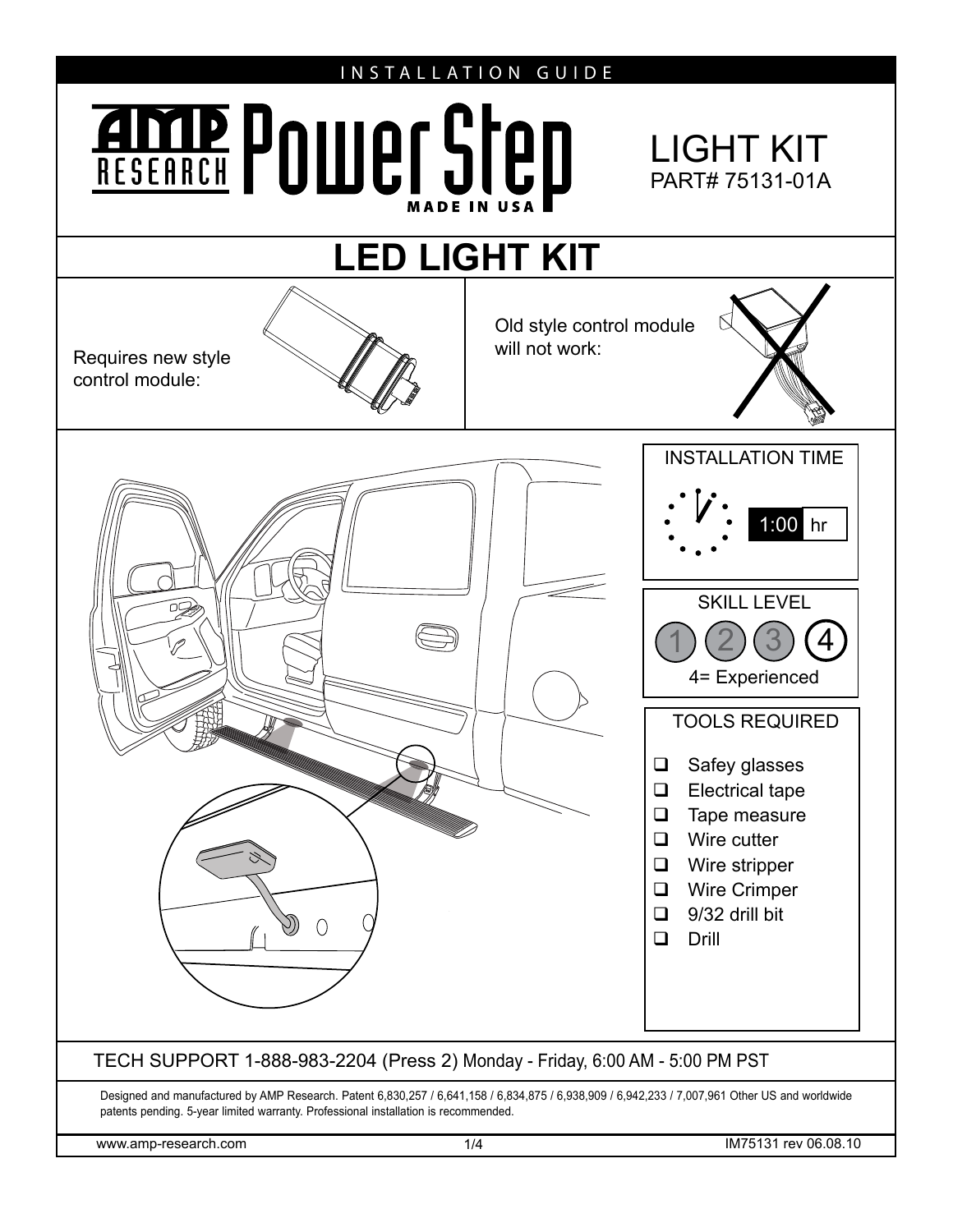INSTALLATION GUIDE

# AMP RESEARCH PowerStep

MADE IN USA

LIGHT KIT
PART# 75131-01A

## LED LIGHT KIT

Requires new style control module:

Old style control module will not work:

### INSTALLATION TIME

1:00 hr

### SKILL LEVEL

1 2 3 4

4= Experienced

### TOOLS REQUIRED

- Safey glasses
- Electrical tape
- Tape measure
- Wire cutter
- Wire stripper
- Wire Crimper
- 9/32 drill bit
- Drill

TECH SUPPORT 1-888-983-2204 (Press 2) Monday - Friday, 6:00 AM - 5:00 PM PST

Designed and manufactured by AMP Research. Patent 6,830,257 / 6,641,158 / 6,834,875 / 6,938,909 / 6,942,233 / 7,007,961 Other US and worldwide patents pending. 5-year limited warranty. Professional installation is recommended.

www.amp-research.com

IM75131 rev 06.08.10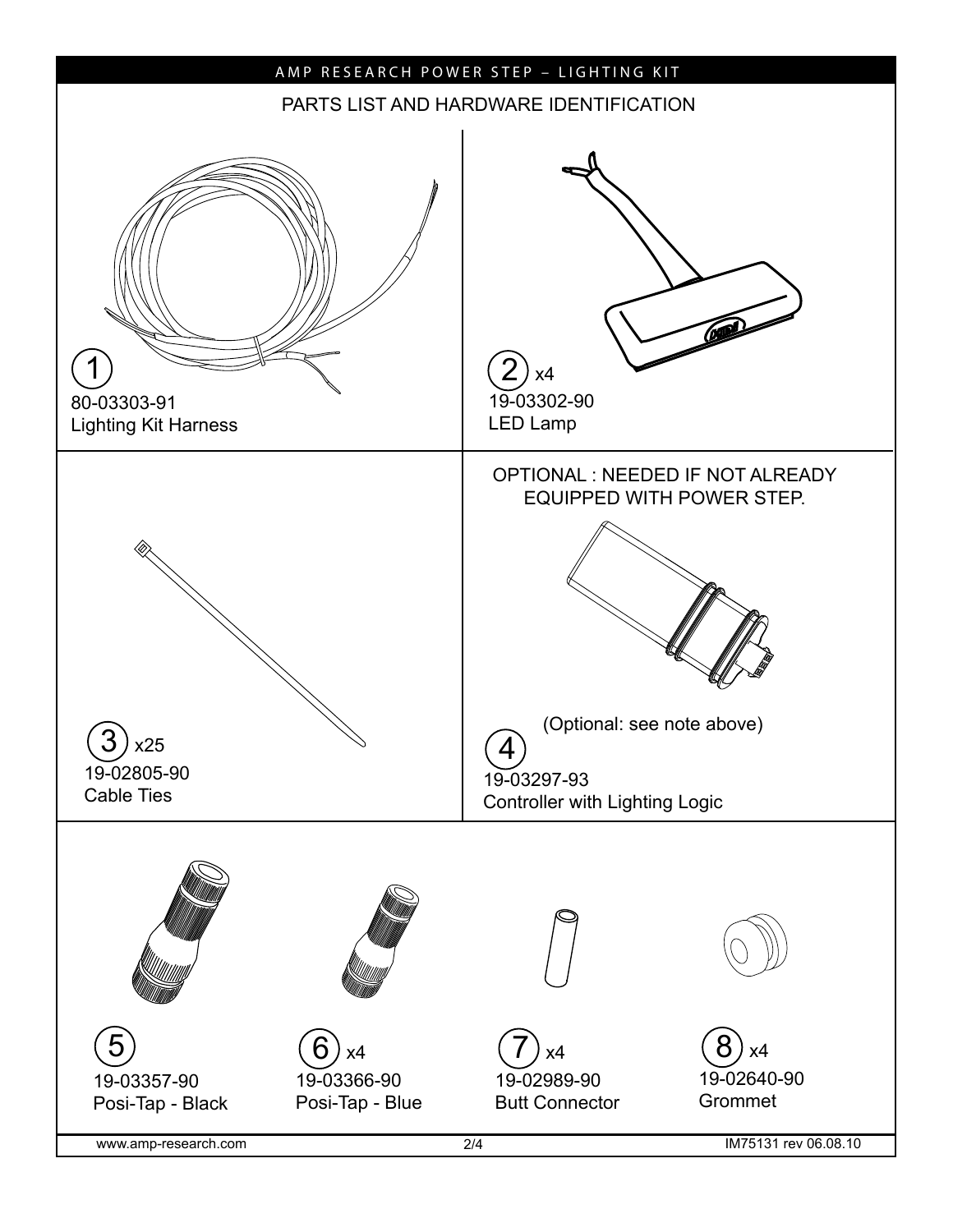## PARTS LIST AND HARDWARE IDENTIFICATION

1
80-03303-91
Lighting Kit Harness

2 x4
19-03302-90
LED Lamp

3 x25
19-02805-90
Cable Ties

OPTIONAL : NEEDED IF NOT ALREADY EQUIPPED WITH POWER STEP.

(Optional: see note above)

4
19-03297-93
Controller with Lighting Logic

5
19-03357-90
Posi-Tap - Black

6 x4
19-03366-90
Posi-Tap - Blue

7 x4
19-02989-90
Butt Connector

8 x4
19-02640-90
Grommet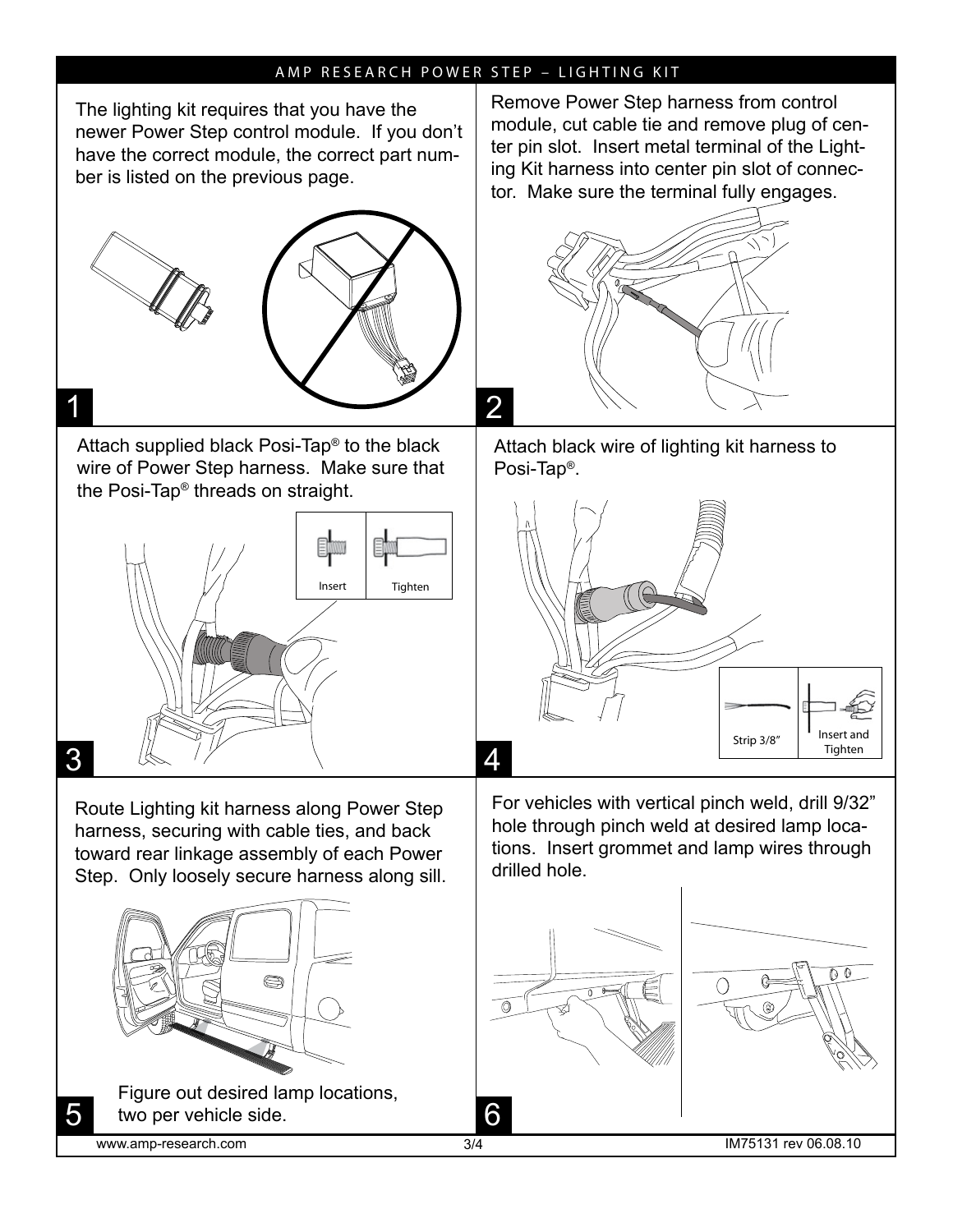# AMP RESEARCH POWER STEP – LIGHTING KIT

**1**

The lighting kit requires that you have the newer Power Step control module. If you don't have the correct module, the correct part number is listed on the previous page.

**2**

Remove Power Step harness from control module, cut cable tie and remove plug of center pin slot. Insert metal terminal of the Lighting Kit harness into center pin slot of connector. Make sure the terminal fully engages.

**3**

Attach supplied black Posi-Tap® to the black wire of Power Step harness. Make sure that the Posi-Tap® threads on straight.

Insert | Tighten

**4**

Attach black wire of lighting kit harness to Posi-Tap®.

Strip 3/8" | Insert and Tighten

**5**

Route Lighting kit harness along Power Step harness, securing with cable ties, and back toward rear linkage assembly of each Power Step. Only loosely secure harness along sill.

Figure out desired lamp locations, two per vehicle side.

**6**

For vehicles with vertical pinch weld, drill 9/32" hole through pinch weld at desired lamp locations. Insert grommet and lamp wires through drilled hole.

www.amp-research.com

IM75131 rev 06.08.10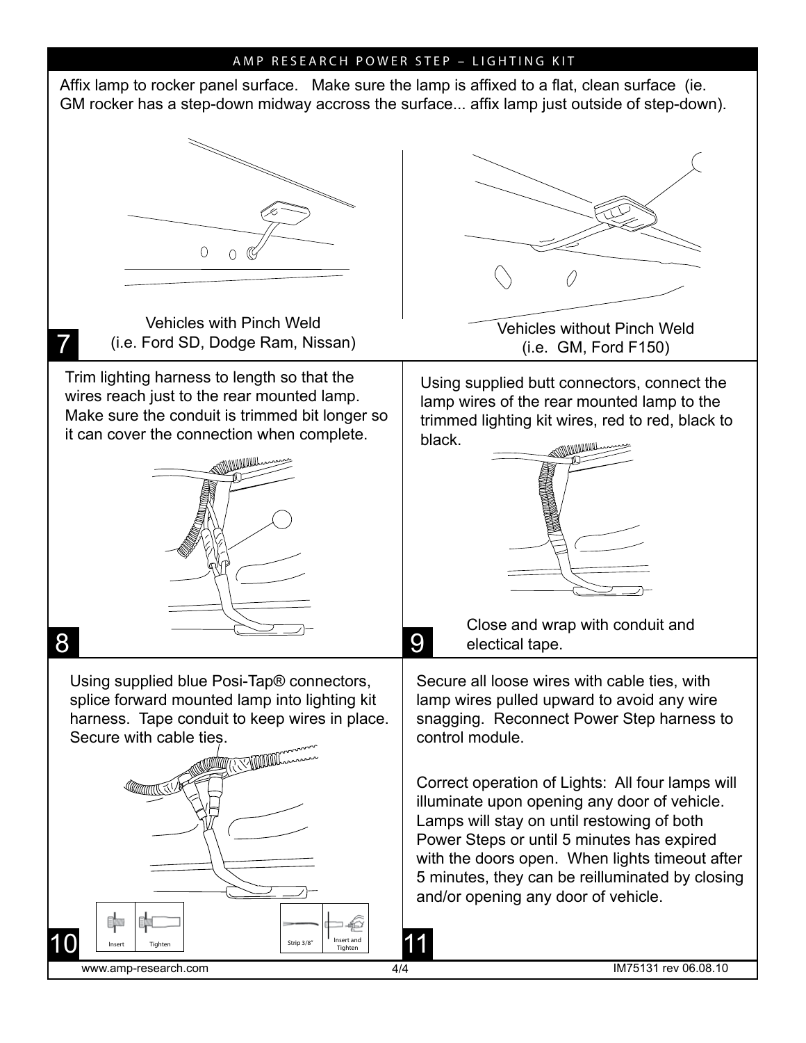Affix lamp to rocker panel surface.   Make sure the lamp is affixed to a flat, clean surface  (ie. GM rocker has a step-down midway accross the surface... affix lamp just outside of step-down).

**7**

Vehicles with Pinch Weld
(i.e. Ford SD, Dodge Ram, Nissan)

Vehicles without Pinch Weld
(i.e.  GM, Ford F150)

**8**

Trim lighting harness to length so that the wires reach just to the rear mounted lamp. Make sure the conduit is trimmed bit longer so it can cover the connection when complete.

**9**

Using supplied butt connectors, connect the lamp wires of the rear mounted lamp to the trimmed lighting kit wires, red to red, black to black.

Close and wrap with conduit and electical tape.

**10**

Using supplied blue Posi-Tap® connectors, splice forward mounted lamp into lighting kit harness.  Tape conduit to keep wires in place. Secure with cable ties.

Insert

Tighten

Strip 3/8"

Insert and Tighten

**11**

Secure all loose wires with cable ties, with lamp wires pulled upward to avoid any wire snagging.  Reconnect Power Step harness to control module.

Correct operation of Lights:  All four lamps will illuminate upon opening any door of vehicle. Lamps will stay on until restowing of both Power Steps or until 5 minutes has expired with the doors open.  When lights timeout after 5 minutes, they can be reilluminated by closing and/or opening any door of vehicle.

www.amp-research.com

IM75131 rev 06.08.10